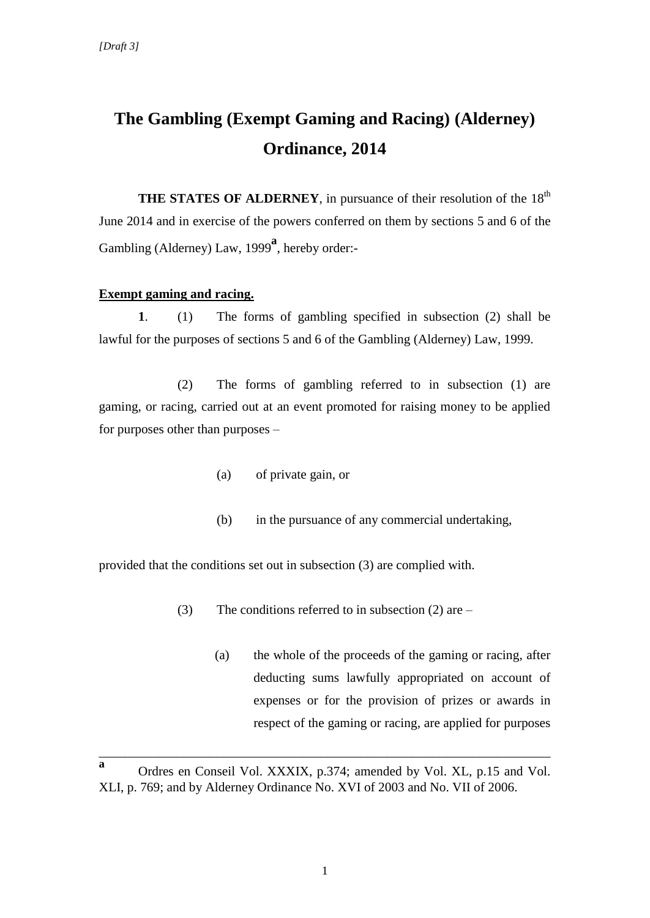*[Draft 3]*

# The Gambling (Exempt Gaming and Racing) (Alderney) Ordinance, 2014

**THE STATES OF ALDERNEY**, in pursuance of their resolution of the 18th June 2014 and in exercise of the powers conferred on them by sections 5 and 6 of the Gambling (Alderney) Law, 1999[a], hereby order:-

**Exempt gaming and racing.**

**1**. (1) The forms of gambling specified in subsection (2) shall be lawful for the purposes of sections 5 and 6 of the Gambling (Alderney) Law, 1999.

(2) The forms of gambling referred to in subsection (1) are gaming, or racing, carried out at an event promoted for raising money to be applied for purposes other than purposes –

(a) of private gain, or

(b) in the pursuance of any commercial undertaking,

provided that the conditions set out in subsection (3) are complied with.

(3) The conditions referred to in subsection (2) are –

(a) the whole of the proceeds of the gaming or racing, after deducting sums lawfully appropriated on account of expenses or for the provision of prizes or awards in respect of the gaming or racing, are applied for purposes

---

[a] Ordres en Conseil Vol. XXXIX, p.374; amended by Vol. XL, p.15 and Vol. XLI, p. 769; and by Alderney Ordinance No. XVI of 2003 and No. VII of 2006.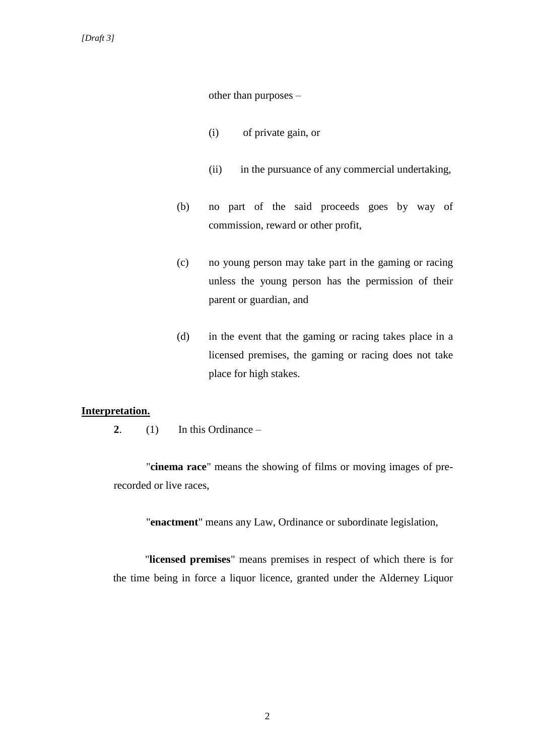other than purposes –

(i) of private gain, or

(ii) in the pursuance of any commercial undertaking,

(b) no part of the said proceeds goes by way of commission, reward or other profit,

(c) no young person may take part in the gaming or racing unless the young person has the permission of their parent or guardian, and

(d) in the event that the gaming or racing takes place in a licensed premises, the gaming or racing does not take place for high stakes.

**Interpretation.**

**2**. (1) In this Ordinance –

"**cinema race**" means the showing of films or moving images of pre-recorded or live races,

"**enactment**" means any Law, Ordinance or subordinate legislation,

"**licensed premises**" means premises in respect of which there is for the time being in force a liquor licence, granted under the Alderney Liquor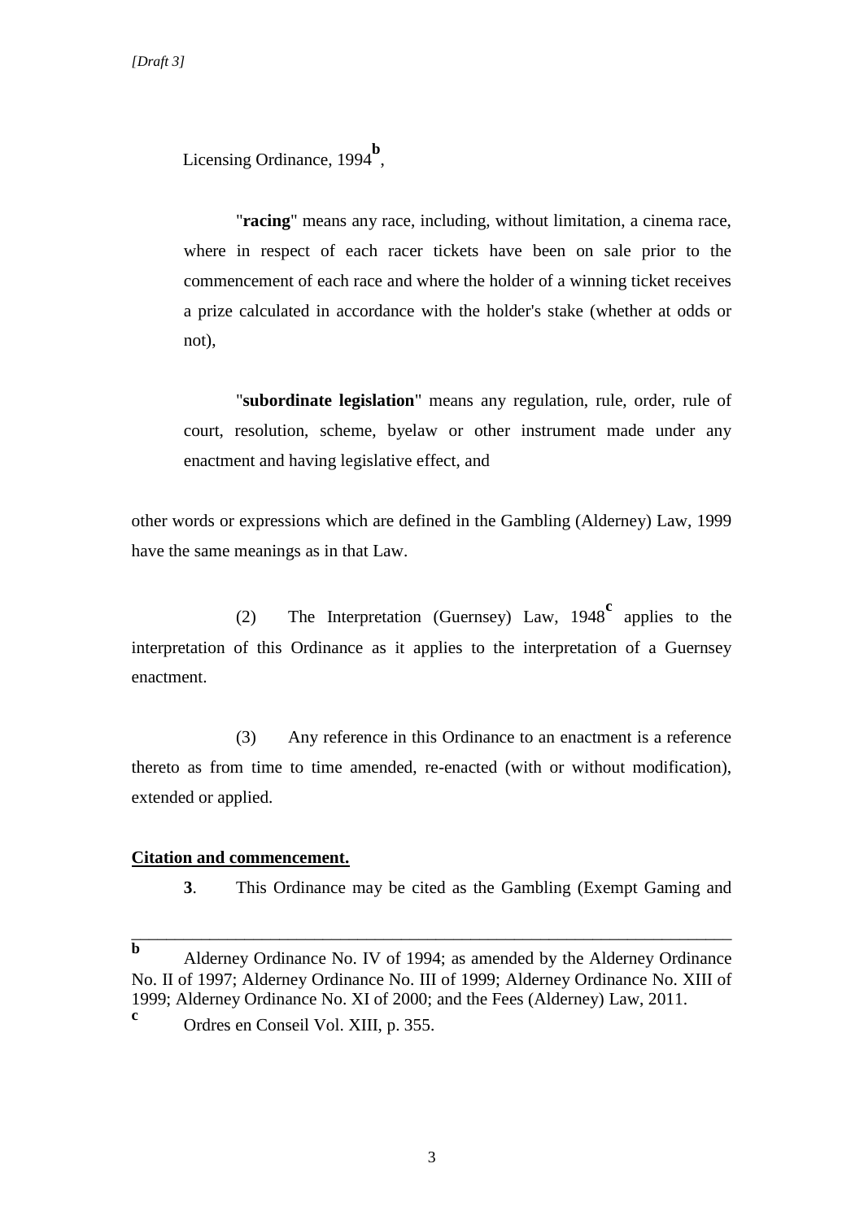Licensing Ordinance, 1994[b],

"**racing**" means any race, including, without limitation, a cinema race, where in respect of each racer tickets have been on sale prior to the commencement of each race and where the holder of a winning ticket receives a prize calculated in accordance with the holder's stake (whether at odds or not),

"**subordinate legislation**" means any regulation, rule, order, rule of court, resolution, scheme, byelaw or other instrument made under any enactment and having legislative effect, and

other words or expressions which are defined in the Gambling (Alderney) Law, 1999 have the same meanings as in that Law.

(2) The Interpretation (Guernsey) Law, 1948[c] applies to the interpretation of this Ordinance as it applies to the interpretation of a Guernsey enactment.

(3) Any reference in this Ordinance to an enactment is a reference thereto as from time to time amended, re-enacted (with or without modification), extended or applied.

**Citation and commencement.**

**3**. This Ordinance may be cited as the Gambling (Exempt Gaming and

---

[b] Alderney Ordinance No. IV of 1994; as amended by the Alderney Ordinance No. II of 1997; Alderney Ordinance No. III of 1999; Alderney Ordinance No. XIII of 1999; Alderney Ordinance No. XI of 2000; and the Fees (Alderney) Law, 2011.

[c] Ordres en Conseil Vol. XIII, p. 355.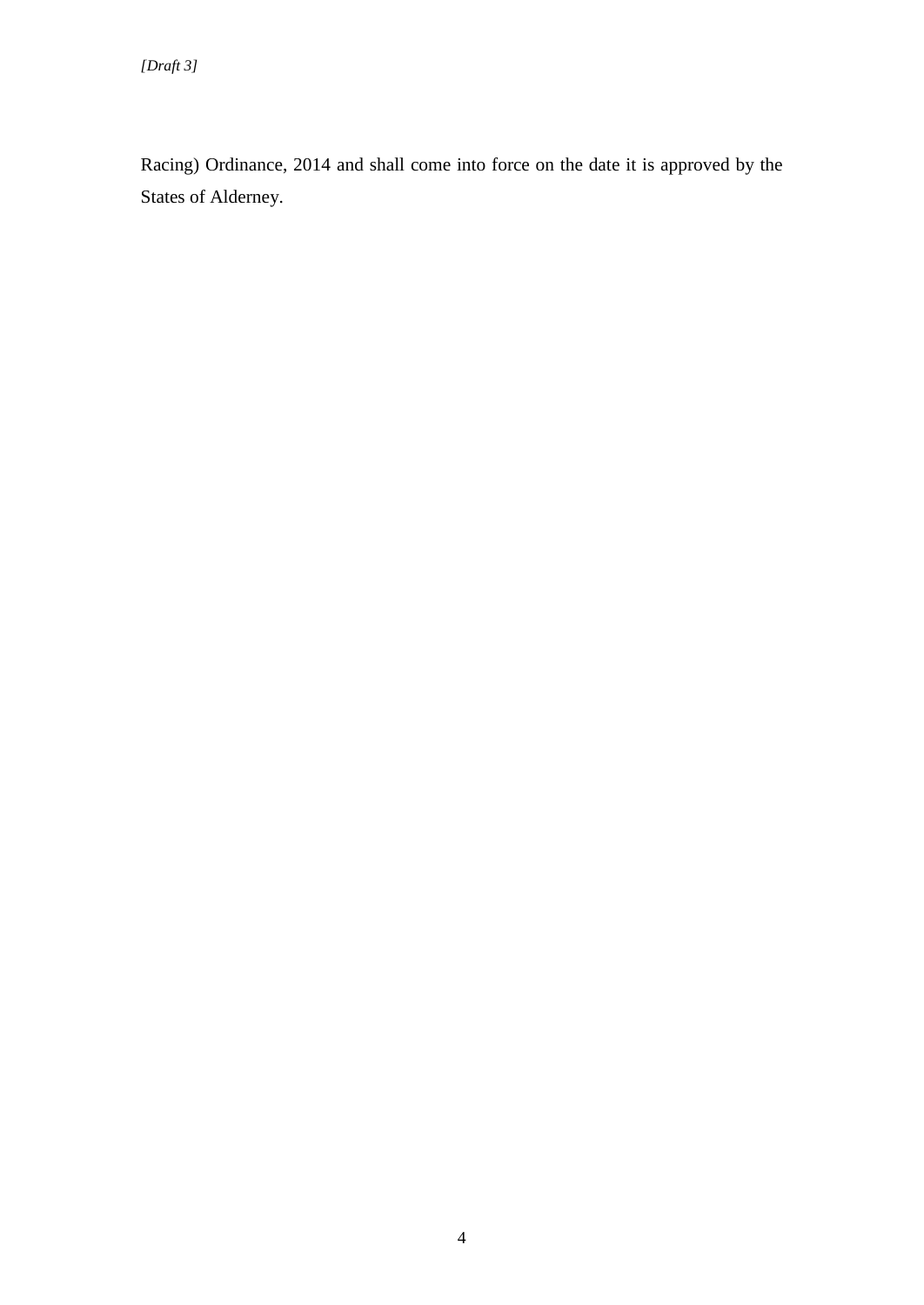Racing) Ordinance, 2014 and shall come into force on the date it is approved by the States of Alderney.